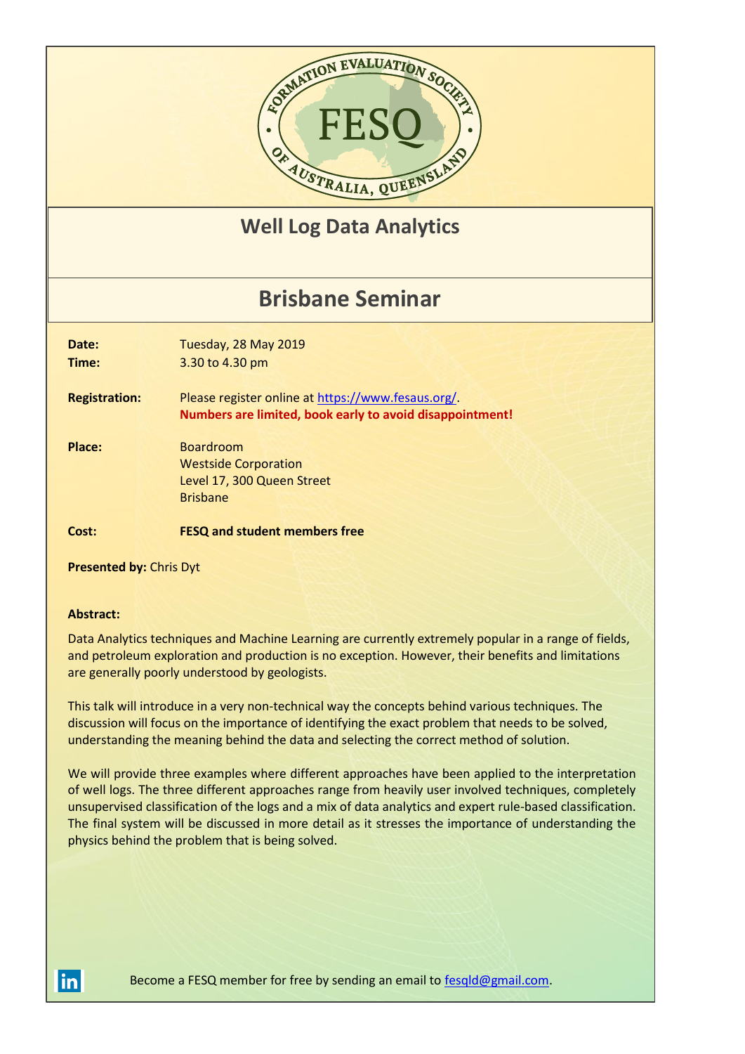FORMATION EVALUATION SOCIETY OF AUSTRALIA, QUEENSLAND

FESQ

# Well Log Data Analytics

## Brisbane Seminar

**Date:** Tuesday, 28 May 2019
**Time:** 3.30 to 4.30 pm

**Registration:** Please register online at [https://www.fesaus.org/](https://www.fesaus.org/).
**Numbers are limited, book early to avoid disappointment!**

**Place:** Boardroom
Westside Corporation
Level 17, 300 Queen Street
Brisbane

**Cost:** **FESQ and student members free**

**Presented by:** Chris Dyt

**Abstract:**

Data Analytics techniques and Machine Learning are currently extremely popular in a range of fields, and petroleum exploration and production is no exception. However, their benefits and limitations are generally poorly understood by geologists.

This talk will introduce in a very non-technical way the concepts behind various techniques. The discussion will focus on the importance of identifying the exact problem that needs to be solved, understanding the meaning behind the data and selecting the correct method of solution.

We will provide three examples where different approaches have been applied to the interpretation of well logs. The three different approaches range from heavily user involved techniques, completely unsupervised classification of the logs and a mix of data analytics and expert rule-based classification. The final system will be discussed in more detail as it stresses the importance of understanding the physics behind the problem that is being solved.

Become a FESQ member for free by sending an email to [fesqld@gmail.com](mailto:fesqld@gmail.com).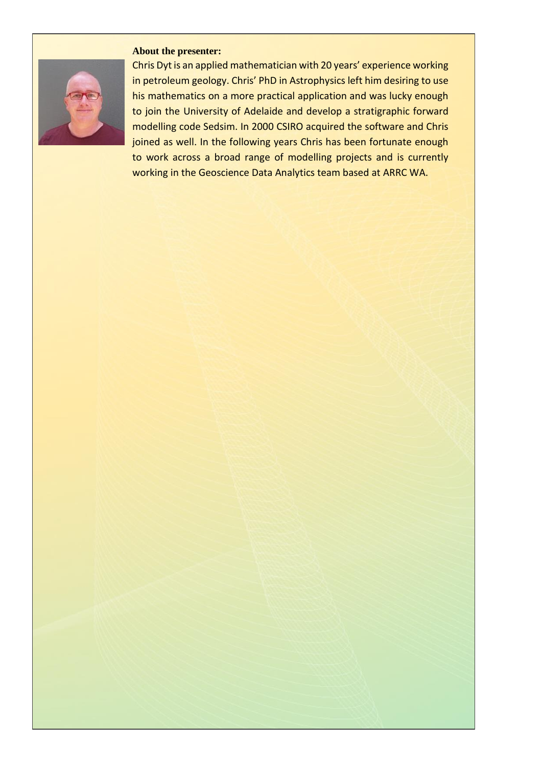**About the presenter:**

Chris Dyt is an applied mathematician with 20 years' experience working in petroleum geology. Chris' PhD in Astrophysics left him desiring to use his mathematics on a more practical application and was lucky enough to join the University of Adelaide and develop a stratigraphic forward modelling code Sedsim. In 2000 CSIRO acquired the software and Chris joined as well. In the following years Chris has been fortunate enough to work across a broad range of modelling projects and is currently working in the Geoscience Data Analytics team based at ARRC WA.